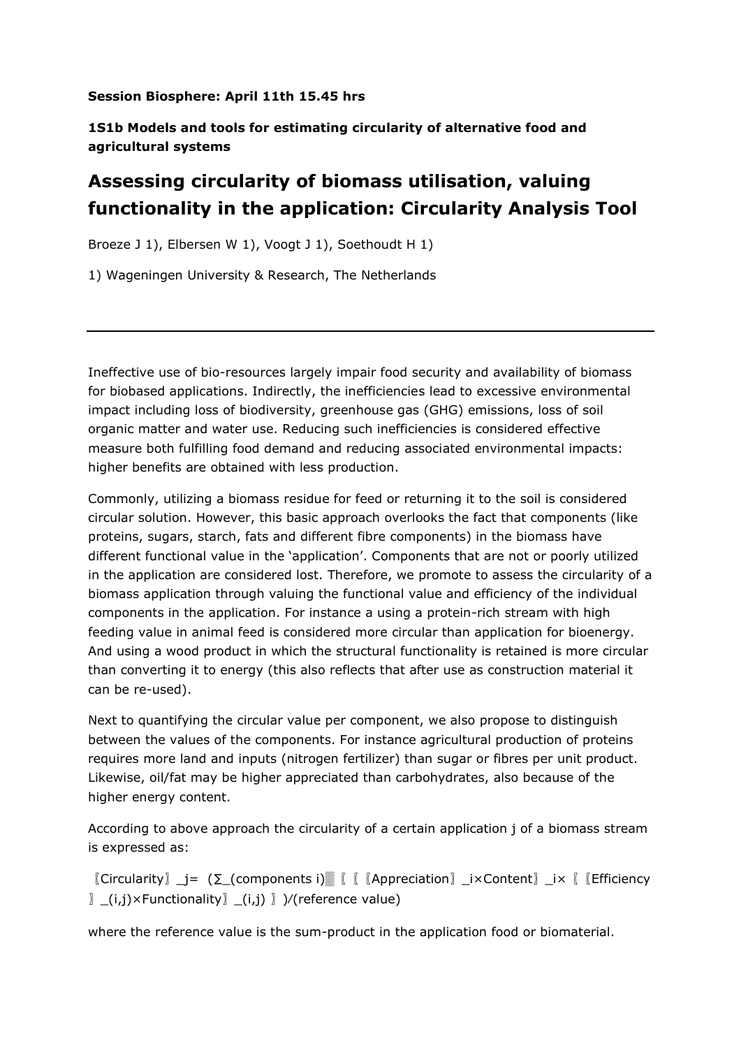**Session Biosphere: April 11th 15.45 hrs**

**1S1b Models and tools for estimating circularity of alternative food and agricultural systems**

# Assessing circularity of biomass utilisation, valuing functionality in the application: Circularity Analysis Tool

Broeze J 1), Elbersen W 1), Voogt J 1), Soethoudt H 1)

1) Wageningen University & Research, The Netherlands

---

Ineffective use of bio-resources largely impair food security and availability of biomass for biobased applications. Indirectly, the inefficiencies lead to excessive environmental impact including loss of biodiversity, greenhouse gas (GHG) emissions, loss of soil organic matter and water use. Reducing such inefficiencies is considered effective measure both fulfilling food demand and reducing associated environmental impacts: higher benefits are obtained with less production.

Commonly, utilizing a biomass residue for feed or returning it to the soil is considered circular solution. However, this basic approach overlooks the fact that components (like proteins, sugars, starch, fats and different fibre components) in the biomass have different functional value in the 'application'. Components that are not or poorly utilized in the application are considered lost. Therefore, we promote to assess the circularity of a biomass application through valuing the functional value and efficiency of the individual components in the application. For instance a using a protein-rich stream with high feeding value in animal feed is considered more circular than application for bioenergy. And using a wood product in which the structural functionality is retained is more circular than converting it to energy (this also reflects that after use as construction material it can be re-used).

Next to quantifying the circular value per component, we also propose to distinguish between the values of the components. For instance agricultural production of proteins requires more land and inputs (nitrogen fertilizer) than sugar or fibres per unit product. Likewise, oil/fat may be higher appreciated than carbohydrates, also because of the higher energy content.

According to above approach the circularity of a certain application j of a biomass stream is expressed as:

$$\text{Circularity}_j = \frac{\sum_{\text{components } i} \text{Appreciation}_i \times \text{Content}_i \times \text{Efficiency}_{(i,j)} \times \text{Functionality}_{(i,j)}}{\text{reference value}}$$

where the reference value is the sum-product in the application food or biomaterial.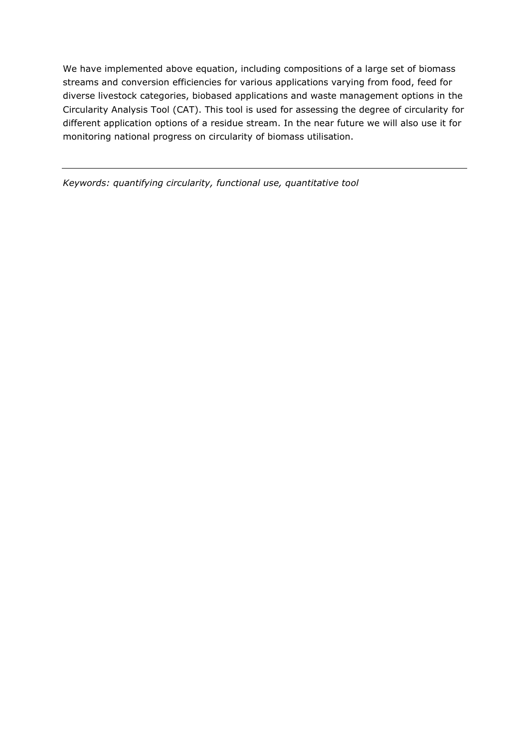We have implemented above equation, including compositions of a large set of biomass streams and conversion efficiencies for various applications varying from food, feed for diverse livestock categories, biobased applications and waste management options in the Circularity Analysis Tool (CAT). This tool is used for assessing the degree of circularity for different application options of a residue stream. In the near future we will also use it for monitoring national progress on circularity of biomass utilisation.

---

*Keywords: quantifying circularity, functional use, quantitative tool*